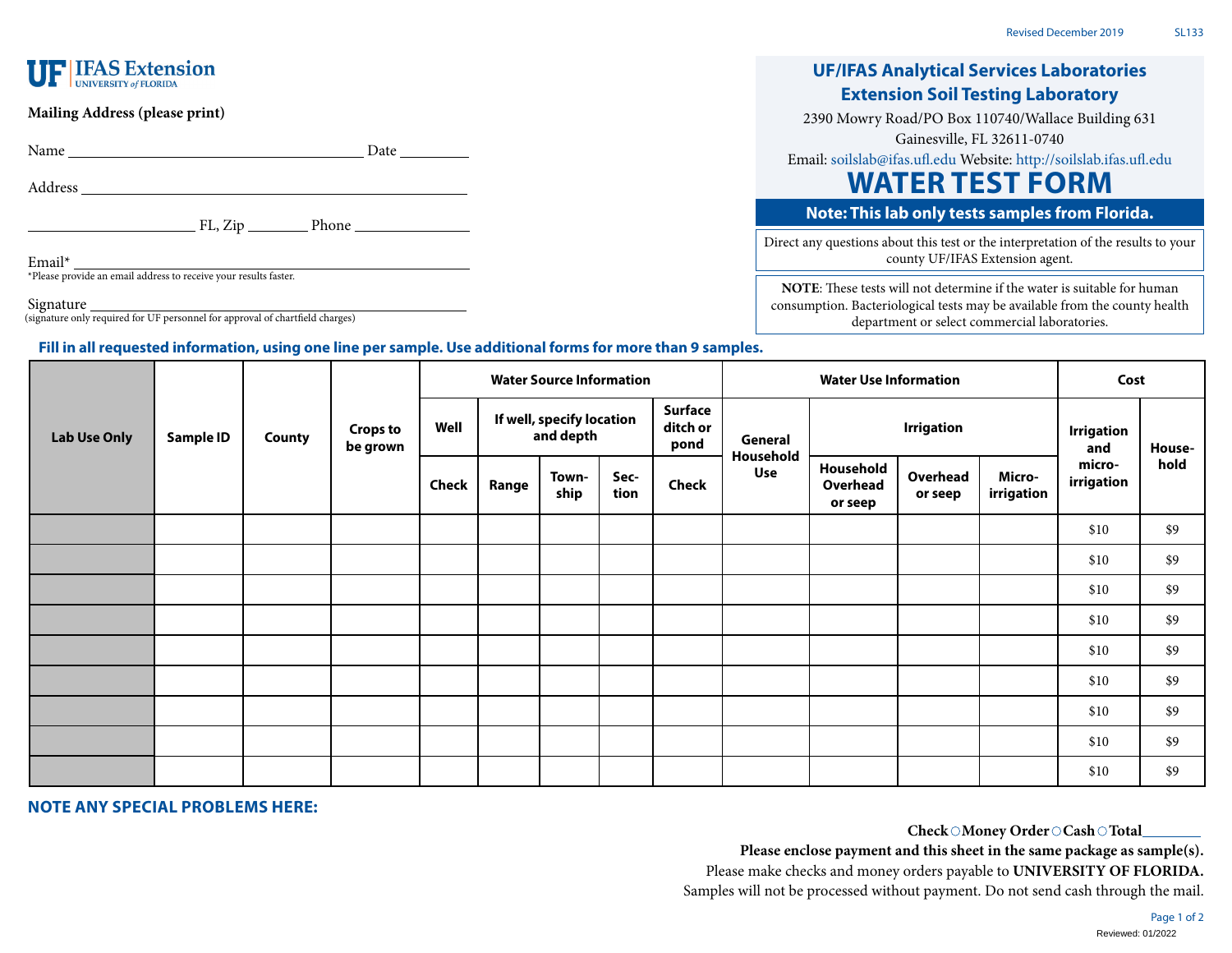UF | IFAS Extension UNIVERSITY of FLORIDA

# UF/IFAS Analytical Services Laboratories Extension Soil Testing Laboratory

2390 Mowry Road/PO Box 110740/Wallace Building 631
Gainesville, FL 32611-0740
Email: soilslab@ifas.ufl.edu Website: http://soilslab.ifas.ufl.edu

# WATER TEST FORM

**Note: This lab only tests samples from Florida.**

Direct any questions about this test or the interpretation of the results to your county UF/IFAS Extension agent.

**NOTE**: These tests will not determine if the water is suitable for human consumption. Bacteriological tests may be available from the county health department or select commercial laboratories.

**Mailing Address (please print)**

Name ______________________ Date __________

Address ______________________

______________ FL, Zip ________ Phone ______________

Email* ______________________
*Please provide an email address to receive your results faster.

Signature ______________________
(signature only required for UF personnel for approval of chartfield charges)

**Fill in all requested information, using one line per sample. Use additional forms for more than 9 samples.**

| Lab Use Only | Sample ID | County | Crops to be grown | Water Source Information | | | | | Water Use Information | | | | Cost | |
|---|---|---|---|---|---|---|---|---|---|---|---|---|---|---|
| | | | | Well | If well, specify location and depth | | | Surface ditch or pond | General Household Use | Irrigation | | | Irrigation and micro-irrigation | House-hold |
| | | | | Check | Range | Town-ship | Sec-tion | Check | | Household Overhead or seep | Overhead or seep | Micro-irrigation | | |
| | | | | | | | | | | | | | $10 | $9 |
| | | | | | | | | | | | | | $10 | $9 |
| | | | | | | | | | | | | | $10 | $9 |
| | | | | | | | | | | | | | $10 | $9 |
| | | | | | | | | | | | | | $10 | $9 |
| | | | | | | | | | | | | | $10 | $9 |
| | | | | | | | | | | | | | $10 | $9 |
| | | | | | | | | | | | | | $10 | $9 |
| | | | | | | | | | | | | | $10 | $9 |

## NOTE ANY SPECIAL PROBLEMS HERE:

**Check** ○ **Money Order** ○ **Cash** ○ **Total**________

**Please enclose payment and this sheet in the same package as sample(s).**

Please make checks and money orders payable to **UNIVERSITY OF FLORIDA.**

Samples will not be processed without payment. Do not send cash through the mail.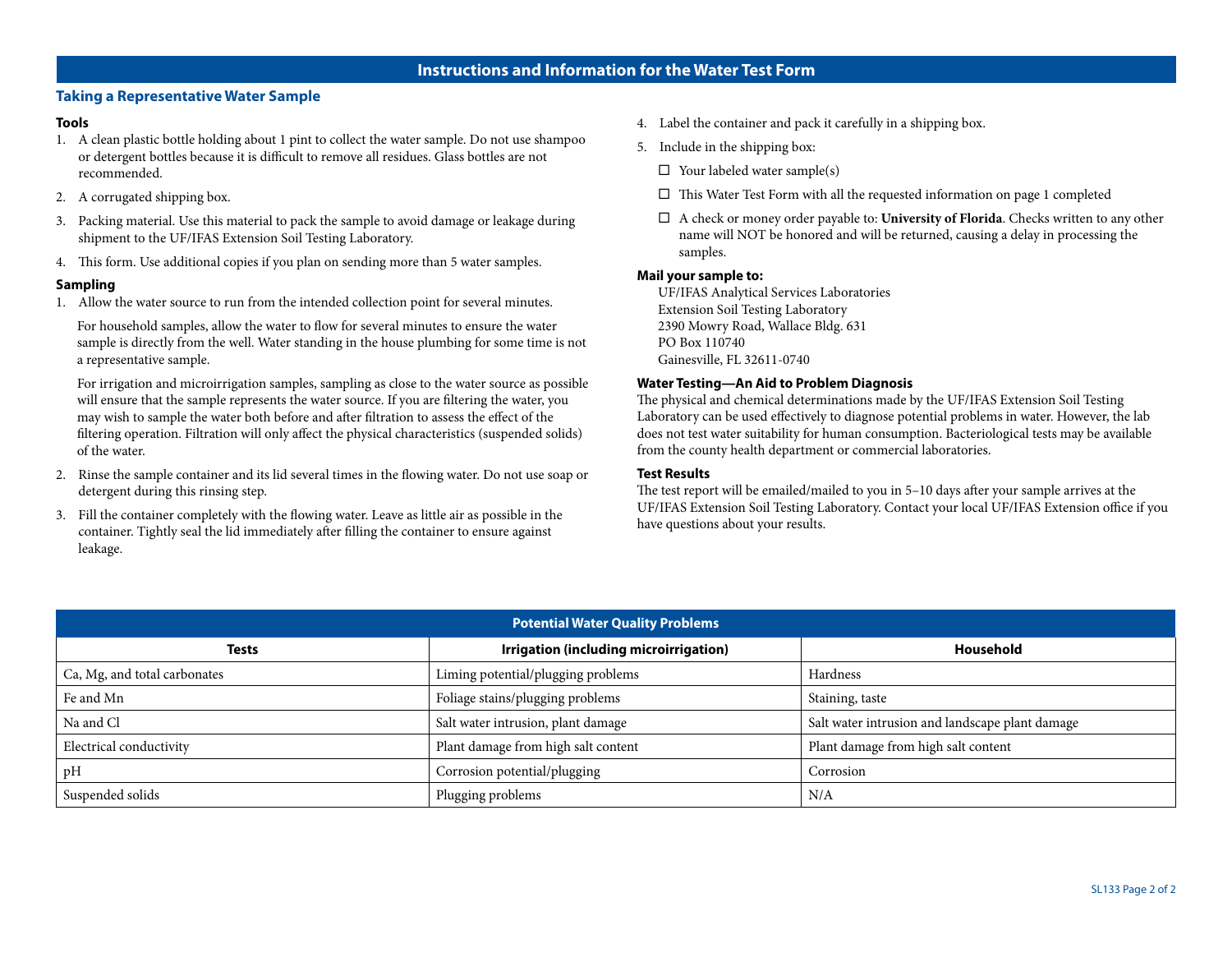## Instructions and Information for the Water Test Form

### Taking a Representative Water Sample

#### Tools

1. A clean plastic bottle holding about 1 pint to collect the water sample. Do not use shampoo or detergent bottles because it is difficult to remove all residues. Glass bottles are not recommended.
2. A corrugated shipping box.
3. Packing material. Use this material to pack the sample to avoid damage or leakage during shipment to the UF/IFAS Extension Soil Testing Laboratory.
4. This form. Use additional copies if you plan on sending more than 5 water samples.

#### Sampling

1. Allow the water source to run from the intended collection point for several minutes.

   For household samples, allow the water to flow for several minutes to ensure the water sample is directly from the well. Water standing in the house plumbing for some time is not a representative sample.

   For irrigation and microirrigation samples, sampling as close to the water source as possible will ensure that the sample represents the water source. If you are filtering the water, you may wish to sample the water both before and after filtration to assess the effect of the filtering operation. Filtration will only affect the physical characteristics (suspended solids) of the water.

2. Rinse the sample container and its lid several times in the flowing water. Do not use soap or detergent during this rinsing step.
3. Fill the container completely with the flowing water. Leave as little air as possible in the container. Tightly seal the lid immediately after filling the container to ensure against leakage.
4. Label the container and pack it carefully in a shipping box.
5. Include in the shipping box:
   - ☐ Your labeled water sample(s)
   - ☐ This Water Test Form with all the requested information on page 1 completed
   - ☐ A check or money order payable to: **University of Florida**. Checks written to any other name will NOT be honored and will be returned, causing a delay in processing the samples.

#### Mail your sample to:

UF/IFAS Analytical Services Laboratories
Extension Soil Testing Laboratory
2390 Mowry Road, Wallace Bldg. 631
PO Box 110740
Gainesville, FL 32611-0740

#### Water Testing—An Aid to Problem Diagnosis

The physical and chemical determinations made by the UF/IFAS Extension Soil Testing Laboratory can be used effectively to diagnose potential problems in water. However, the lab does not test water suitability for human consumption. Bacteriological tests may be available from the county health department or commercial laboratories.

#### Test Results

The test report will be emailed/mailed to you in 5–10 days after your sample arrives at the UF/IFAS Extension Soil Testing Laboratory. Contact your local UF/IFAS Extension office if you have questions about your results.

### Potential Water Quality Problems

| Tests | Irrigation (including microirrigation) | Household |
|---|---|---|
| Ca, Mg, and total carbonates | Liming potential/plugging problems | Hardness |
| Fe and Mn | Foliage stains/plugging problems | Staining, taste |
| Na and Cl | Salt water intrusion, plant damage | Salt water intrusion and landscape plant damage |
| Electrical conductivity | Plant damage from high salt content | Plant damage from high salt content |
| pH | Corrosion potential/plugging | Corrosion |
| Suspended solids | Plugging problems | N/A |